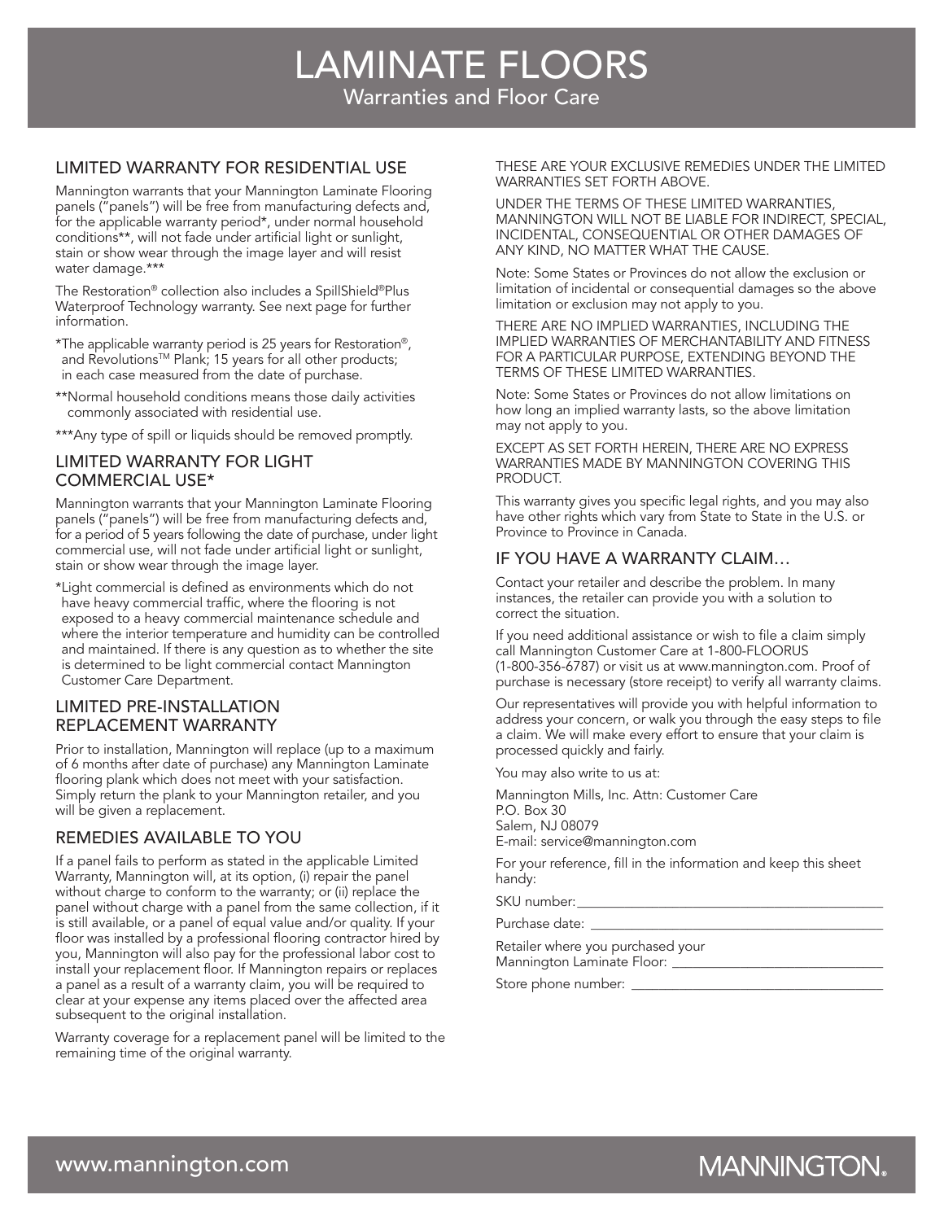# LAMINATE FLOORS

Warranties and Floor Care

## LIMITED WARRANTY FOR RESIDENTIAL USE

Mannington warrants that your Mannington Laminate Flooring panels ("panels") will be free from manufacturing defects and, for the applicable warranty period*, under normal household conditions**, will not fade under artificial light or sunlight, stain or show wear through the image layer and will resist water damage.***

The Restoration® collection also includes a SpillShield®Plus Waterproof Technology warranty. See next page for further information.

*The applicable warranty period is 25 years for Restoration®, and Revolutions™ Plank; 15 years for all other products; in each case measured from the date of purchase.

**Normal household conditions means those daily activities commonly associated with residential use.

***Any type of spill or liquids should be removed promptly.

## LIMITED WARRANTY FOR LIGHT COMMERCIAL USE*

Mannington warrants that your Mannington Laminate Flooring panels ("panels") will be free from manufacturing defects and, for a period of 5 years following the date of purchase, under light commercial use, will not fade under artificial light or sunlight, stain or show wear through the image layer.

*Light commercial is defined as environments which do not have heavy commercial traffic, where the flooring is not exposed to a heavy commercial maintenance schedule and where the interior temperature and humidity can be controlled and maintained. If there is any question as to whether the site is determined to be light commercial contact Mannington Customer Care Department.

## LIMITED PRE-INSTALLATION REPLACEMENT WARRANTY

Prior to installation, Mannington will replace (up to a maximum of 6 months after date of purchase) any Mannington Laminate flooring plank which does not meet with your satisfaction. Simply return the plank to your Mannington retailer, and you will be given a replacement.

## REMEDIES AVAILABLE TO YOU

If a panel fails to perform as stated in the applicable Limited Warranty, Mannington will, at its option, (i) repair the panel without charge to conform to the warranty; or (ii) replace the panel without charge with a panel from the same collection, if it is still available, or a panel of equal value and/or quality. If your floor was installed by a professional flooring contractor hired by you, Mannington will also pay for the professional labor cost to install your replacement floor. If Mannington repairs or replaces a panel as a result of a warranty claim, you will be required to clear at your expense any items placed over the affected area subsequent to the original installation.

Warranty coverage for a replacement panel will be limited to the remaining time of the original warranty.

THESE ARE YOUR EXCLUSIVE REMEDIES UNDER THE LIMITED WARRANTIES SET FORTH ABOVE.

UNDER THE TERMS OF THESE LIMITED WARRANTIES, MANNINGTON WILL NOT BE LIABLE FOR INDIRECT, SPECIAL, INCIDENTAL, CONSEQUENTIAL OR OTHER DAMAGES OF ANY KIND, NO MATTER WHAT THE CAUSE.

Note: Some States or Provinces do not allow the exclusion or limitation of incidental or consequential damages so the above limitation or exclusion may not apply to you.

THERE ARE NO IMPLIED WARRANTIES, INCLUDING THE IMPLIED WARRANTIES OF MERCHANTABILITY AND FITNESS FOR A PARTICULAR PURPOSE, EXTENDING BEYOND THE TERMS OF THESE LIMITED WARRANTIES.

Note: Some States or Provinces do not allow limitations on how long an implied warranty lasts, so the above limitation may not apply to you.

EXCEPT AS SET FORTH HEREIN, THERE ARE NO EXPRESS WARRANTIES MADE BY MANNINGTON COVERING THIS PRODUCT.

This warranty gives you specific legal rights, and you may also have other rights which vary from State to State in the U.S. or Province to Province in Canada.

## IF YOU HAVE A WARRANTY CLAIM…

Contact your retailer and describe the problem. In many instances, the retailer can provide you with a solution to correct the situation.

If you need additional assistance or wish to file a claim simply call Mannington Customer Care at 1-800-FLOORUS (1-800-356-6787) or visit us at www.mannington.com. Proof of purchase is necessary (store receipt) to verify all warranty claims.

Our representatives will provide you with helpful information to address your concern, or walk you through the easy steps to file a claim. We will make every effort to ensure that your claim is processed quickly and fairly.

You may also write to us at:

Mannington Mills, Inc. Attn: Customer Care  
P.O. Box 30  
Salem, NJ 08079  
E-mail: service@mannington.com

For your reference, fill in the information and keep this sheet handy:

SKU number: ____________________

Purchase date: ____________________

Retailer where you purchased your Mannington Laminate Floor: ____________________

Store phone number: ____________________

www.mannington.com

MANNINGTON®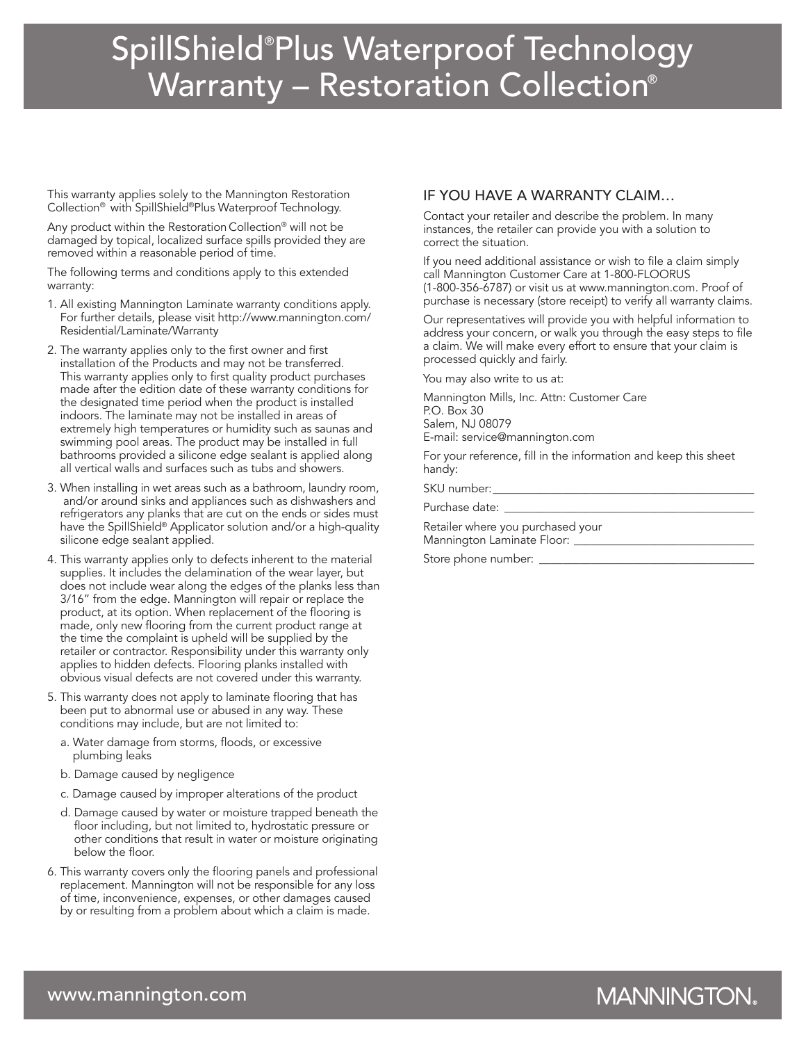# SpillShield®Plus Waterproof Technology Warranty – Restoration Collection®

This warranty applies solely to the Mannington Restoration Collection® with SpillShield®Plus Waterproof Technology.

Any product within the Restoration Collection® will not be damaged by topical, localized surface spills provided they are removed within a reasonable period of time.

The following terms and conditions apply to this extended warranty:

1. All existing Mannington Laminate warranty conditions apply. For further details, please visit http://www.mannington.com/Residential/Laminate/Warranty
2. The warranty applies only to the first owner and first installation of the Products and may not be transferred. This warranty applies only to first quality product purchases made after the edition date of these warranty conditions for the designated time period when the product is installed indoors. The laminate may not be installed in areas of extremely high temperatures or humidity such as saunas and swimming pool areas. The product may be installed in full bathrooms provided a silicone edge sealant is applied along all vertical walls and surfaces such as tubs and showers.
3. When installing in wet areas such as a bathroom, laundry room, and/or around sinks and appliances such as dishwashers and refrigerators any planks that are cut on the ends or sides must have the SpillShield® Applicator solution and/or a high-quality silicone edge sealant applied.
4. This warranty applies only to defects inherent to the material supplies. It includes the delamination of the wear layer, but does not include wear along the edges of the planks less than 3/16" from the edge. Mannington will repair or replace the product, at its option. When replacement of the flooring is made, only new flooring from the current product range at the time the complaint is upheld will be supplied by the retailer or contractor. Responsibility under this warranty only applies to hidden defects. Flooring planks installed with obvious visual defects are not covered under this warranty.
5. This warranty does not apply to laminate flooring that has been put to abnormal use or abused in any way. These conditions may include, but are not limited to:
   a. Water damage from storms, floods, or excessive plumbing leaks
   b. Damage caused by negligence
   c. Damage caused by improper alterations of the product
   d. Damage caused by water or moisture trapped beneath the floor including, but not limited to, hydrostatic pressure or other conditions that result in water or moisture originating below the floor.
6. This warranty covers only the flooring panels and professional replacement. Mannington will not be responsible for any loss of time, inconvenience, expenses, or other damages caused by or resulting from a problem about which a claim is made.

## IF YOU HAVE A WARRANTY CLAIM…

Contact your retailer and describe the problem. In many instances, the retailer can provide you with a solution to correct the situation.

If you need additional assistance or wish to file a claim simply call Mannington Customer Care at 1-800-FLOORUS (1-800-356-6787) or visit us at www.mannington.com. Proof of purchase is necessary (store receipt) to verify all warranty claims.

Our representatives will provide you with helpful information to address your concern, or walk you through the easy steps to file a claim. We will make every effort to ensure that your claim is processed quickly and fairly.

You may also write to us at:

Mannington Mills, Inc. Attn: Customer Care
P.O. Box 30
Salem, NJ 08079
E-mail: service@mannington.com

For your reference, fill in the information and keep this sheet handy:

SKU number: ____________________________________________

Purchase date: __________________________________________

Retailer where you purchased your Mannington Laminate Floor: ______________________________

Store phone number: ____________________________________

www.mannington.com

MANNINGTON®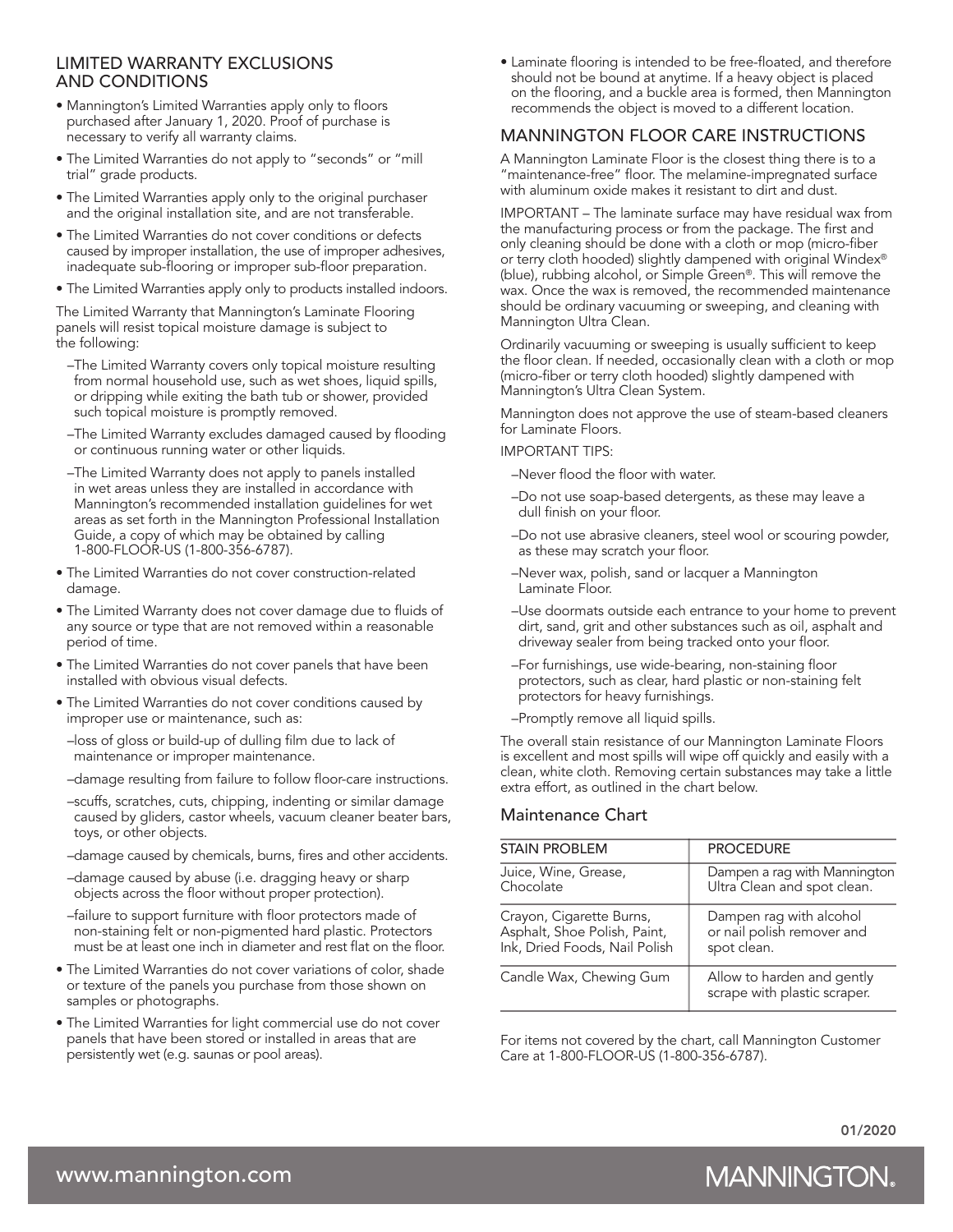## LIMITED WARRANTY EXCLUSIONS AND CONDITIONS

- Mannington's Limited Warranties apply only to floors purchased after January 1, 2020. Proof of purchase is necessary to verify all warranty claims.
- The Limited Warranties do not apply to "seconds" or "mill trial" grade products.
- The Limited Warranties apply only to the original purchaser and the original installation site, and are not transferable.
- The Limited Warranties do not cover conditions or defects caused by improper installation, the use of improper adhesives, inadequate sub-flooring or improper sub-floor preparation.
- The Limited Warranties apply only to products installed indoors.

The Limited Warranty that Mannington's Laminate Flooring panels will resist topical moisture damage is subject to the following:

–The Limited Warranty covers only topical moisture resulting from normal household use, such as wet shoes, liquid spills, or dripping while exiting the bath tub or shower, provided such topical moisture is promptly removed.

–The Limited Warranty excludes damaged caused by flooding or continuous running water or other liquids.

–The Limited Warranty does not apply to panels installed in wet areas unless they are installed in accordance with Mannington's recommended installation guidelines for wet areas as set forth in the Mannington Professional Installation Guide, a copy of which may be obtained by calling 1-800-FLOOR-US (1-800-356-6787).

- The Limited Warranties do not cover construction-related damage.
- The Limited Warranty does not cover damage due to fluids of any source or type that are not removed within a reasonable period of time.
- The Limited Warranties do not cover panels that have been installed with obvious visual defects.
- The Limited Warranties do not cover conditions caused by improper use or maintenance, such as:

–loss of gloss or build-up of dulling film due to lack of maintenance or improper maintenance.

–damage resulting from failure to follow floor-care instructions.

–scuffs, scratches, cuts, chipping, indenting or similar damage caused by gliders, castor wheels, vacuum cleaner beater bars, toys, or other objects.

–damage caused by chemicals, burns, fires and other accidents.

–damage caused by abuse (i.e. dragging heavy or sharp objects across the floor without proper protection).

–failure to support furniture with floor protectors made of non-staining felt or non-pigmented hard plastic. Protectors must be at least one inch in diameter and rest flat on the floor.

- The Limited Warranties do not cover variations of color, shade or texture of the panels you purchase from those shown on samples or photographs.
- The Limited Warranties for light commercial use do not cover panels that have been stored or installed in areas that are persistently wet (e.g. saunas or pool areas).
- Laminate flooring is intended to be free-floated, and therefore should not be bound at anytime. If a heavy object is placed on the flooring, and a buckle area is formed, then Mannington recommends the object is moved to a different location.

## MANNINGTON FLOOR CARE INSTRUCTIONS

A Mannington Laminate Floor is the closest thing there is to a "maintenance-free" floor. The melamine-impregnated surface with aluminum oxide makes it resistant to dirt and dust.

IMPORTANT – The laminate surface may have residual wax from the manufacturing process or from the package. The first and only cleaning should be done with a cloth or mop (micro-fiber or terry cloth hooded) slightly dampened with original Windex® (blue), rubbing alcohol, or Simple Green®. This will remove the wax. Once the wax is removed, the recommended maintenance should be ordinary vacuuming or sweeping, and cleaning with Mannington Ultra Clean.

Ordinarily vacuuming or sweeping is usually sufficient to keep the floor clean. If needed, occasionally clean with a cloth or mop (micro-fiber or terry cloth hooded) slightly dampened with Mannington's Ultra Clean System.

Mannington does not approve the use of steam-based cleaners for Laminate Floors.

IMPORTANT TIPS:

–Never flood the floor with water.

–Do not use soap-based detergents, as these may leave a dull finish on your floor.

–Do not use abrasive cleaners, steel wool or scouring powder, as these may scratch your floor.

–Never wax, polish, sand or lacquer a Mannington Laminate Floor.

–Use doormats outside each entrance to your home to prevent dirt, sand, grit and other substances such as oil, asphalt and driveway sealer from being tracked onto your floor.

–For furnishings, use wide-bearing, non-staining floor protectors, such as clear, hard plastic or non-staining felt protectors for heavy furnishings.

–Promptly remove all liquid spills.

The overall stain resistance of our Mannington Laminate Floors is excellent and most spills will wipe off quickly and easily with a clean, white cloth. Removing certain substances may take a little extra effort, as outlined in the chart below.

### Maintenance Chart

| STAIN PROBLEM | PROCEDURE |
|---|---|
| Juice, Wine, Grease, Chocolate | Dampen a rag with Mannington Ultra Clean and spot clean. |
| Crayon, Cigarette Burns, Asphalt, Shoe Polish, Paint, Ink, Dried Foods, Nail Polish | Dampen rag with alcohol or nail polish remover and spot clean. |
| Candle Wax, Chewing Gum | Allow to harden and gently scrape with plastic scraper. |

For items not covered by the chart, call Mannington Customer Care at 1-800-FLOOR-US (1-800-356-6787).

01/2020

www.mannington.com

MANNINGTON®